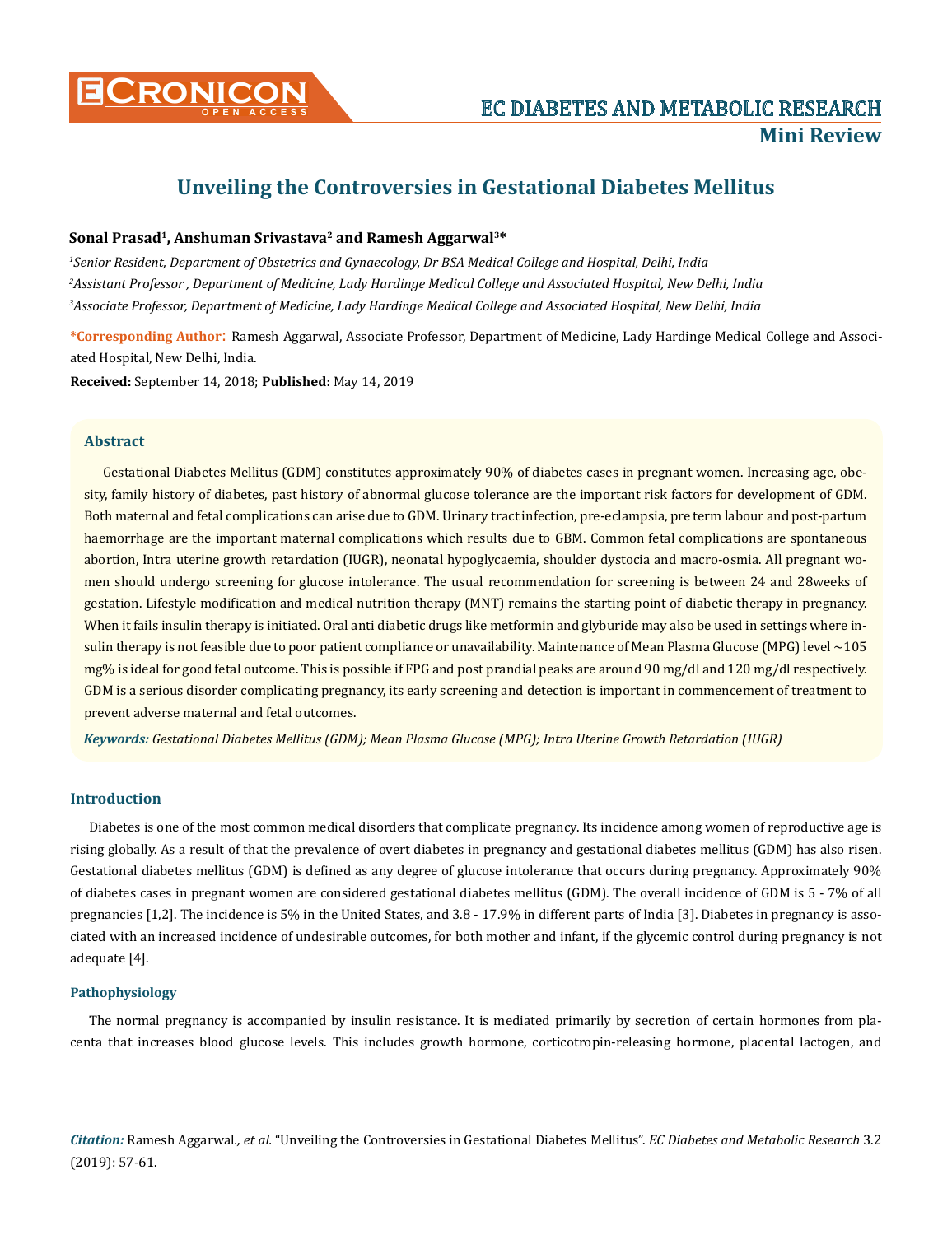# Unveiling the Controversies in Gestational Diabetes Mellitus

**Sonal Prasad[1], Anshuman Srivastava[2] and Ramesh Aggarwal[3]***

*[1]Senior Resident, Department of Obstetrics and Gynaecology, Dr BSA Medical College and Hospital, Delhi, India*

*[2]Assistant Professor , Department of Medicine, Lady Hardinge Medical College and Associated Hospital, New Delhi, India*

*[3]Associate Professor, Department of Medicine, Lady Hardinge Medical College and Associated Hospital, New Delhi, India*

**\*Corresponding Author:** Ramesh Aggarwal, Associate Professor, Department of Medicine, Lady Hardinge Medical College and Associated Hospital, New Delhi, India.

**Received:** September 14, 2018; **Published:** May 14, 2019

## Abstract

Gestational Diabetes Mellitus (GDM) constitutes approximately 90% of diabetes cases in pregnant women. Increasing age, obesity, family history of diabetes, past history of abnormal glucose tolerance are the important risk factors for development of GDM. Both maternal and fetal complications can arise due to GDM. Urinary tract infection, pre-eclampsia, pre term labour and post-partum haemorrhage are the important maternal complications which results due to GBM. Common fetal complications are spontaneous abortion, Intra uterine growth retardation (IUGR), neonatal hypoglycaemia, shoulder dystocia and macro-osmia. All pregnant women should undergo screening for glucose intolerance. The usual recommendation for screening is between 24 and 28weeks of gestation. Lifestyle modification and medical nutrition therapy (MNT) remains the starting point of diabetic therapy in pregnancy. When it fails insulin therapy is initiated. Oral anti diabetic drugs like metformin and glyburide may also be used in settings where insulin therapy is not feasible due to poor patient compliance or unavailability. Maintenance of Mean Plasma Glucose (MPG) level ~105 mg% is ideal for good fetal outcome. This is possible if FPG and post prandial peaks are around 90 mg/dl and 120 mg/dl respectively. GDM is a serious disorder complicating pregnancy, its early screening and detection is important in commencement of treatment to prevent adverse maternal and fetal outcomes.

***Keywords:*** *Gestational Diabetes Mellitus (GDM); Mean Plasma Glucose (MPG); Intra Uterine Growth Retardation (IUGR)*

## Introduction

Diabetes is one of the most common medical disorders that complicate pregnancy. Its incidence among women of reproductive age is rising globally. As a result of that the prevalence of overt diabetes in pregnancy and gestational diabetes mellitus (GDM) has also risen. Gestational diabetes mellitus (GDM) is defined as any degree of glucose intolerance that occurs during pregnancy. Approximately 90% of diabetes cases in pregnant women are considered gestational diabetes mellitus (GDM). The overall incidence of GDM is 5 - 7% of all pregnancies [1,2]. The incidence is 5% in the United States, and 3.8 - 17.9% in different parts of India [3]. Diabetes in pregnancy is associated with an increased incidence of undesirable outcomes, for both mother and infant, if the glycemic control during pregnancy is not adequate [4].

### Pathophysiology

The normal pregnancy is accompanied by insulin resistance. It is mediated primarily by secretion of certain hormones from placenta that increases blood glucose levels. This includes growth hormone, corticotropin-releasing hormone, placental lactogen, and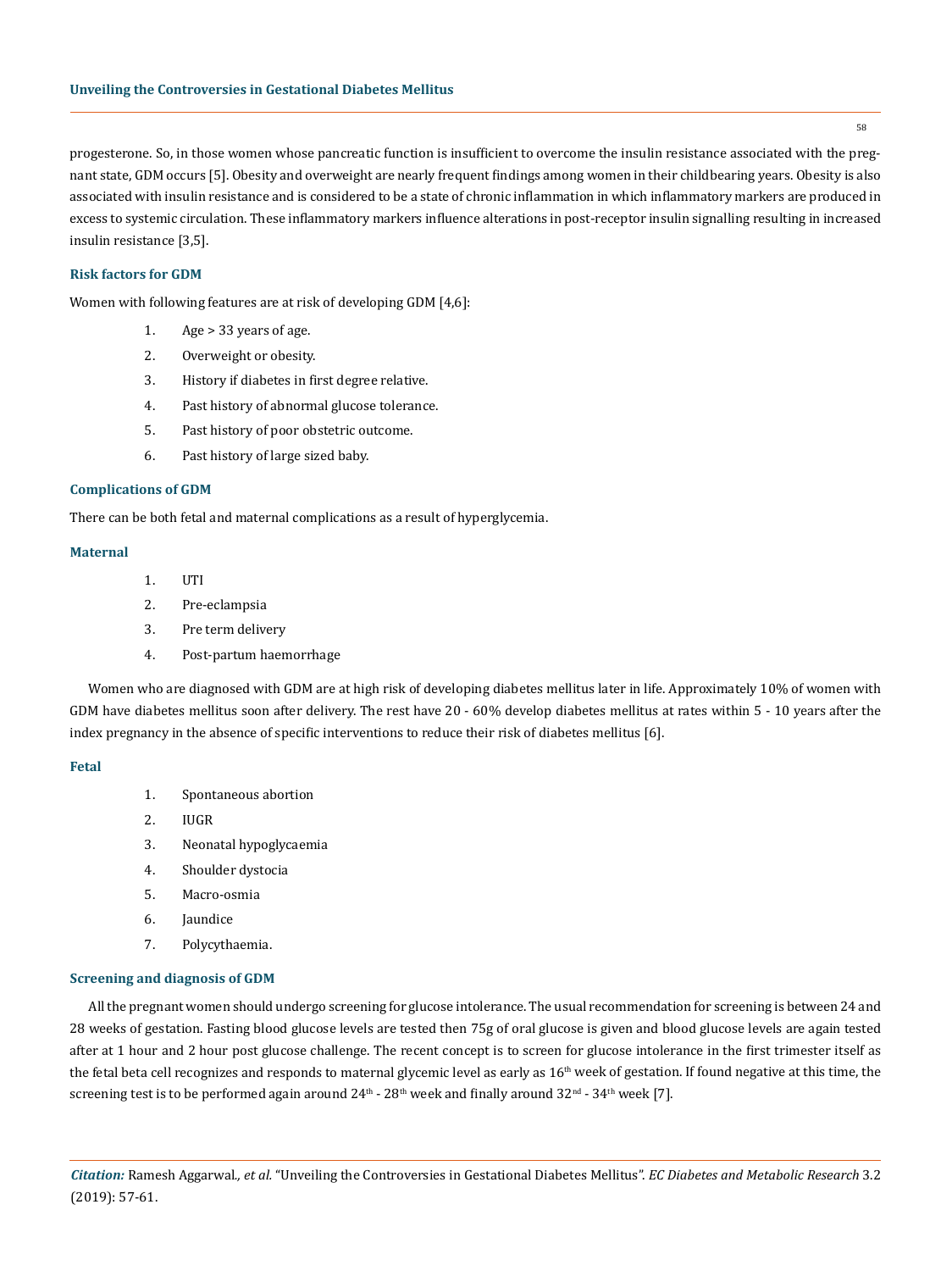progesterone. So, in those women whose pancreatic function is insufficient to overcome the insulin resistance associated with the pregnant state, GDM occurs [5]. Obesity and overweight are nearly frequent findings among women in their childbearing years. Obesity is also associated with insulin resistance and is considered to be a state of chronic inflammation in which inflammatory markers are produced in excess to systemic circulation. These inflammatory markers influence alterations in post-receptor insulin signalling resulting in increased insulin resistance [3,5].

### Risk factors for GDM

Women with following features are at risk of developing GDM [4,6]:

1. Age > 33 years of age.
2. Overweight or obesity.
3. History if diabetes in first degree relative.
4. Past history of abnormal glucose tolerance.
5. Past history of poor obstetric outcome.
6. Past history of large sized baby.

### Complications of GDM

There can be both fetal and maternal complications as a result of hyperglycemia.

#### Maternal

1. UTI
2. Pre-eclampsia
3. Pre term delivery
4. Post-partum haemorrhage

Women who are diagnosed with GDM are at high risk of developing diabetes mellitus later in life. Approximately 10% of women with GDM have diabetes mellitus soon after delivery. The rest have 20 - 60% develop diabetes mellitus at rates within 5 - 10 years after the index pregnancy in the absence of specific interventions to reduce their risk of diabetes mellitus [6].

#### Fetal

1. Spontaneous abortion
2. IUGR
3. Neonatal hypoglycaemia
4. Shoulder dystocia
5. Macro-osmia
6. Jaundice
7. Polycythaemia.

### Screening and diagnosis of GDM

All the pregnant women should undergo screening for glucose intolerance. The usual recommendation for screening is between 24 and 28 weeks of gestation. Fasting blood glucose levels are tested then 75g of oral glucose is given and blood glucose levels are again tested after at 1 hour and 2 hour post glucose challenge. The recent concept is to screen for glucose intolerance in the first trimester itself as the fetal beta cell recognizes and responds to maternal glycemic level as early as $16^{th}$ week of gestation. If found negative at this time, the screening test is to be performed again around $24^{th}$ - $28^{th}$ week and finally around $32^{nd}$ - $34^{th}$ week [7].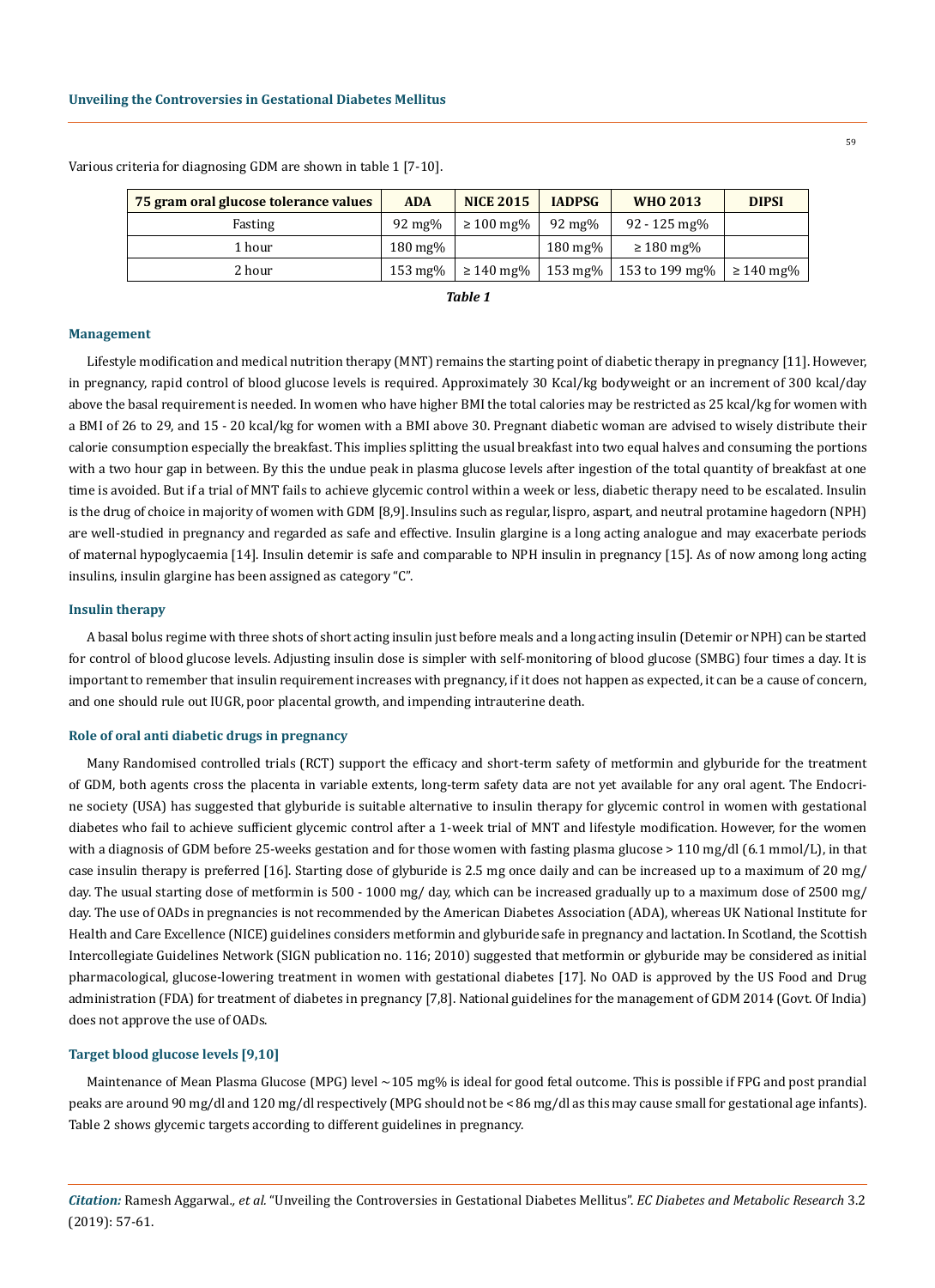Various criteria for diagnosing GDM are shown in table 1 [7-10].

| 75 gram oral glucose tolerance values | ADA | NICE 2015 | IADPSG | WHO 2013 | DIPSI |
|---|---|---|---|---|---|
| Fasting | 92 mg% | ≥ 100 mg% | 92 mg% | 92 - 125 mg% | |
| 1 hour | 180 mg% | | 180 mg% | ≥ 180 mg% | |
| 2 hour | 153 mg% | ≥ 140 mg% | 153 mg% | 153 to 199 mg% | ≥ 140 mg% |

***Table 1***

## Management

Lifestyle modification and medical nutrition therapy (MNT) remains the starting point of diabetic therapy in pregnancy [11]. However, in pregnancy, rapid control of blood glucose levels is required. Approximately 30 Kcal/kg bodyweight or an increment of 300 kcal/day above the basal requirement is needed. In women who have higher BMI the total calories may be restricted as 25 kcal/kg for women with a BMI of 26 to 29, and 15 - 20 kcal/kg for women with a BMI above 30. Pregnant diabetic woman are advised to wisely distribute their calorie consumption especially the breakfast. This implies splitting the usual breakfast into two equal halves and consuming the portions with a two hour gap in between. By this the undue peak in plasma glucose levels after ingestion of the total quantity of breakfast at one time is avoided. But if a trial of MNT fails to achieve glycemic control within a week or less, diabetic therapy need to be escalated. Insulin is the drug of choice in majority of women with GDM [8,9]. Insulins such as regular, lispro, aspart, and neutral protamine hagedorn (NPH) are well-studied in pregnancy and regarded as safe and effective. Insulin glargine is a long acting analogue and may exacerbate periods of maternal hypoglycaemia [14]. Insulin detemir is safe and comparable to NPH insulin in pregnancy [15]. As of now among long acting insulins, insulin glargine has been assigned as category "C".

## Insulin therapy

A basal bolus regime with three shots of short acting insulin just before meals and a long acting insulin (Detemir or NPH) can be started for control of blood glucose levels. Adjusting insulin dose is simpler with self-monitoring of blood glucose (SMBG) four times a day. It is important to remember that insulin requirement increases with pregnancy, if it does not happen as expected, it can be a cause of concern, and one should rule out IUGR, poor placental growth, and impending intrauterine death.

## Role of oral anti diabetic drugs in pregnancy

Many Randomised controlled trials (RCT) support the efficacy and short-term safety of metformin and glyburide for the treatment of GDM, both agents cross the placenta in variable extents, long-term safety data are not yet available for any oral agent. The Endocrine society (USA) has suggested that glyburide is suitable alternative to insulin therapy for glycemic control in women with gestational diabetes who fail to achieve sufficient glycemic control after a 1-week trial of MNT and lifestyle modification. However, for the women with a diagnosis of GDM before 25-weeks gestation and for those women with fasting plasma glucose > 110 mg/dl (6.1 mmol/L), in that case insulin therapy is preferred [16]. Starting dose of glyburide is 2.5 mg once daily and can be increased up to a maximum of 20 mg/day. The usual starting dose of metformin is 500 - 1000 mg/ day, which can be increased gradually up to a maximum dose of 2500 mg/day. The use of OADs in pregnancies is not recommended by the American Diabetes Association (ADA), whereas UK National Institute for Health and Care Excellence (NICE) guidelines considers metformin and glyburide safe in pregnancy and lactation. In Scotland, the Scottish Intercollegiate Guidelines Network (SIGN publication no. 116; 2010) suggested that metformin or glyburide may be considered as initial pharmacological, glucose-lowering treatment in women with gestational diabetes [17]. No OAD is approved by the US Food and Drug administration (FDA) for treatment of diabetes in pregnancy [7,8]. National guidelines for the management of GDM 2014 (Govt. Of India) does not approve the use of OADs.

## Target blood glucose levels [9,10]

Maintenance of Mean Plasma Glucose (MPG) level ~105 mg% is ideal for good fetal outcome. This is possible if FPG and post prandial peaks are around 90 mg/dl and 120 mg/dl respectively (MPG should not be < 86 mg/dl as this may cause small for gestational age infants). Table 2 shows glycemic targets according to different guidelines in pregnancy.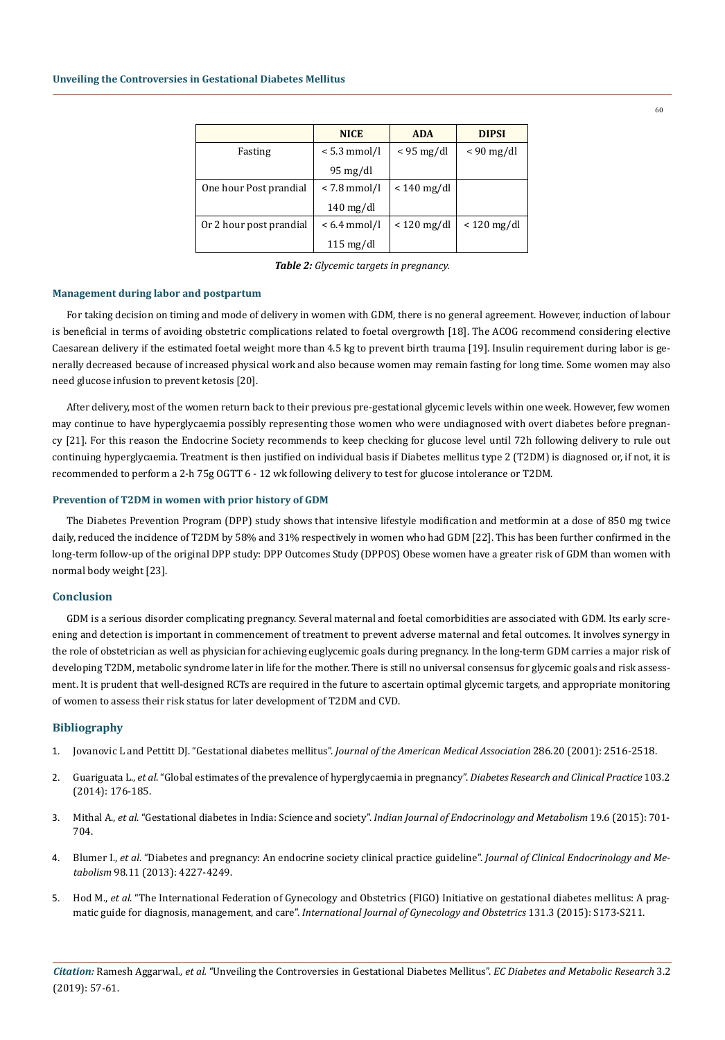| | NICE | ADA | DIPSI |
|---|---|---|---|
| Fasting | < 5.3 mmol/l<br>95 mg/dl | < 95 mg/dl | < 90 mg/dl |
| One hour Post prandial | < 7.8 mmol/l<br>140 mg/dl | < 140 mg/dl | |
| Or 2 hour post prandial | < 6.4 mmol/l<br>115 mg/dl | < 120 mg/dl | < 120 mg/dl |

***Table 2:*** *Glycemic targets in pregnancy.*

### Management during labor and postpartum

For taking decision on timing and mode of delivery in women with GDM, there is no general agreement. However, induction of labour is beneficial in terms of avoiding obstetric complications related to foetal overgrowth [18]. The ACOG recommend considering elective Caesarean delivery if the estimated foetal weight more than 4.5 kg to prevent birth trauma [19]. Insulin requirement during labor is generally decreased because of increased physical work and also because women may remain fasting for long time. Some women may also need glucose infusion to prevent ketosis [20].

After delivery, most of the women return back to their previous pre-gestational glycemic levels within one week. However, few women may continue to have hyperglycaemia possibly representing those women who were undiagnosed with overt diabetes before pregnancy [21]. For this reason the Endocrine Society recommends to keep checking for glucose level until 72h following delivery to rule out continuing hyperglycaemia. Treatment is then justified on individual basis if Diabetes mellitus type 2 (T2DM) is diagnosed or, if not, it is recommended to perform a 2-h 75g OGTT 6 - 12 wk following delivery to test for glucose intolerance or T2DM.

### Prevention of T2DM in women with prior history of GDM

The Diabetes Prevention Program (DPP) study shows that intensive lifestyle modification and metformin at a dose of 850 mg twice daily, reduced the incidence of T2DM by 58% and 31% respectively in women who had GDM [22]. This has been further confirmed in the long-term follow-up of the original DPP study: DPP Outcomes Study (DPPOS) Obese women have a greater risk of GDM than women with normal body weight [23].

## Conclusion

GDM is a serious disorder complicating pregnancy. Several maternal and foetal comorbidities are associated with GDM. Its early screening and detection is important in commencement of treatment to prevent adverse maternal and fetal outcomes. It involves synergy in the role of obstetrician as well as physician for achieving euglycemic goals during pregnancy. In the long-term GDM carries a major risk of developing T2DM, metabolic syndrome later in life for the mother. There is still no universal consensus for glycemic goals and risk assessment. It is prudent that well-designed RCTs are required in the future to ascertain optimal glycemic targets, and appropriate monitoring of women to assess their risk status for later development of T2DM and CVD.

## Bibliography

1. Jovanovic L and Pettitt DJ. "Gestational diabetes mellitus". *Journal of the American Medical Association* 286.20 (2001): 2516-2518.
2. Guariguata L., *et al*. "Global estimates of the prevalence of hyperglycaemia in pregnancy". *Diabetes Research and Clinical Practice* 103.2 (2014): 176-185.
3. Mithal A., *et al*. "Gestational diabetes in India: Science and society". *Indian Journal of Endocrinology and Metabolism* 19.6 (2015): 701-704.
4. Blumer I., *et al*. "Diabetes and pregnancy: An endocrine society clinical practice guideline". *Journal of Clinical Endocrinology and Metabolism* 98.11 (2013): 4227-4249.
5. Hod M., *et al*. "The International Federation of Gynecology and Obstetrics (FIGO) Initiative on gestational diabetes mellitus: A pragmatic guide for diagnosis, management, and care". *International Journal of Gynecology and Obstetrics* 131.3 (2015): S173-S211.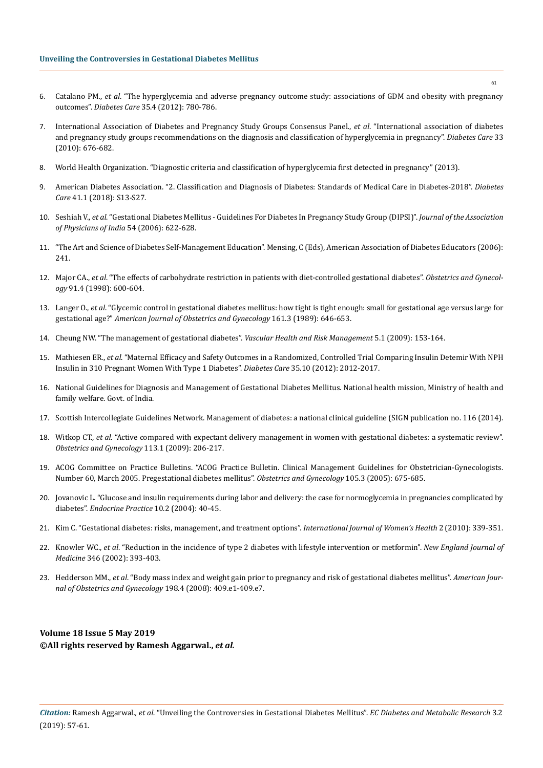6. Catalano PM., *et al*. "The hyperglycemia and adverse pregnancy outcome study: associations of GDM and obesity with pregnancy outcomes". *Diabetes Care* 35.4 (2012): 780-786.
7. International Association of Diabetes and Pregnancy Study Groups Consensus Panel., *et al*. "International association of diabetes and pregnancy study groups recommendations on the diagnosis and classification of hyperglycemia in pregnancy". *Diabetes Care* 33 (2010): 676-682.
8. World Health Organization. "Diagnostic criteria and classification of hyperglycemia first detected in pregnancy" (2013).
9. American Diabetes Association. "2. Classification and Diagnosis of Diabetes: Standards of Medical Care in Diabetes-2018". *Diabetes Care* 41.1 (2018): S13-S27.
10. Seshiah V., *et al*. "Gestational Diabetes Mellitus - Guidelines For Diabetes In Pregnancy Study Group (DIPSI)". *Journal of the Association of Physicians of India* 54 (2006): 622-628.
11. "The Art and Science of Diabetes Self-Management Education". Mensing, C (Eds), American Association of Diabetes Educators (2006): 241.
12. Major CA., *et al*. "The effects of carbohydrate restriction in patients with diet-controlled gestational diabetes". *Obstetrics and Gynecology* 91.4 (1998): 600-604.
13. Langer O., *et al*. "Glycemic control in gestational diabetes mellitus: how tight is tight enough: small for gestational age versus large for gestational age?" *American Journal of Obstetrics and Gynecology* 161.3 (1989): 646-653.
14. Cheung NW. "The management of gestational diabetes". *Vascular Health and Risk Management* 5.1 (2009): 153-164.
15. Mathiesen ER., *et al*. "Maternal Efficacy and Safety Outcomes in a Randomized, Controlled Trial Comparing Insulin Detemir With NPH Insulin in 310 Pregnant Women With Type 1 Diabetes". *Diabetes Care* 35.10 (2012): 2012-2017.
16. National Guidelines for Diagnosis and Management of Gestational Diabetes Mellitus. National health mission, Ministry of health and family welfare. Govt. of India.
17. Scottish Intercollegiate Guidelines Network. Management of diabetes: a national clinical guideline (SIGN publication no. 116 (2014).
18. Witkop CT., *et al*. "Active compared with expectant delivery management in women with gestational diabetes: a systematic review". *Obstetrics and Gynecology* 113.1 (2009): 206-217.
19. ACOG Committee on Practice Bulletins. "ACOG Practice Bulletin. Clinical Management Guidelines for Obstetrician-Gynecologists. Number 60, March 2005. Pregestational diabetes mellitus". *Obstetrics and Gynecology* 105.3 (2005): 675-685.
20. Jovanovic L. "Glucose and insulin requirements during labor and delivery: the case for normoglycemia in pregnancies complicated by diabetes". *Endocrine Practice* 10.2 (2004): 40-45.
21. Kim C. "Gestational diabetes: risks, management, and treatment options". *International Journal of Women's Health* 2 (2010): 339-351.
22. Knowler WC., *et al*. "Reduction in the incidence of type 2 diabetes with lifestyle intervention or metformin". *New England Journal of Medicine* 346 (2002): 393-403.
23. Hedderson MM., *et al*. "Body mass index and weight gain prior to pregnancy and risk of gestational diabetes mellitus". *American Journal of Obstetrics and Gynecology* 198.4 (2008): 409.e1-409.e7.

**Volume 18 Issue 5 May 2019**
**©All rights reserved by Ramesh Aggarwal., *et al.***